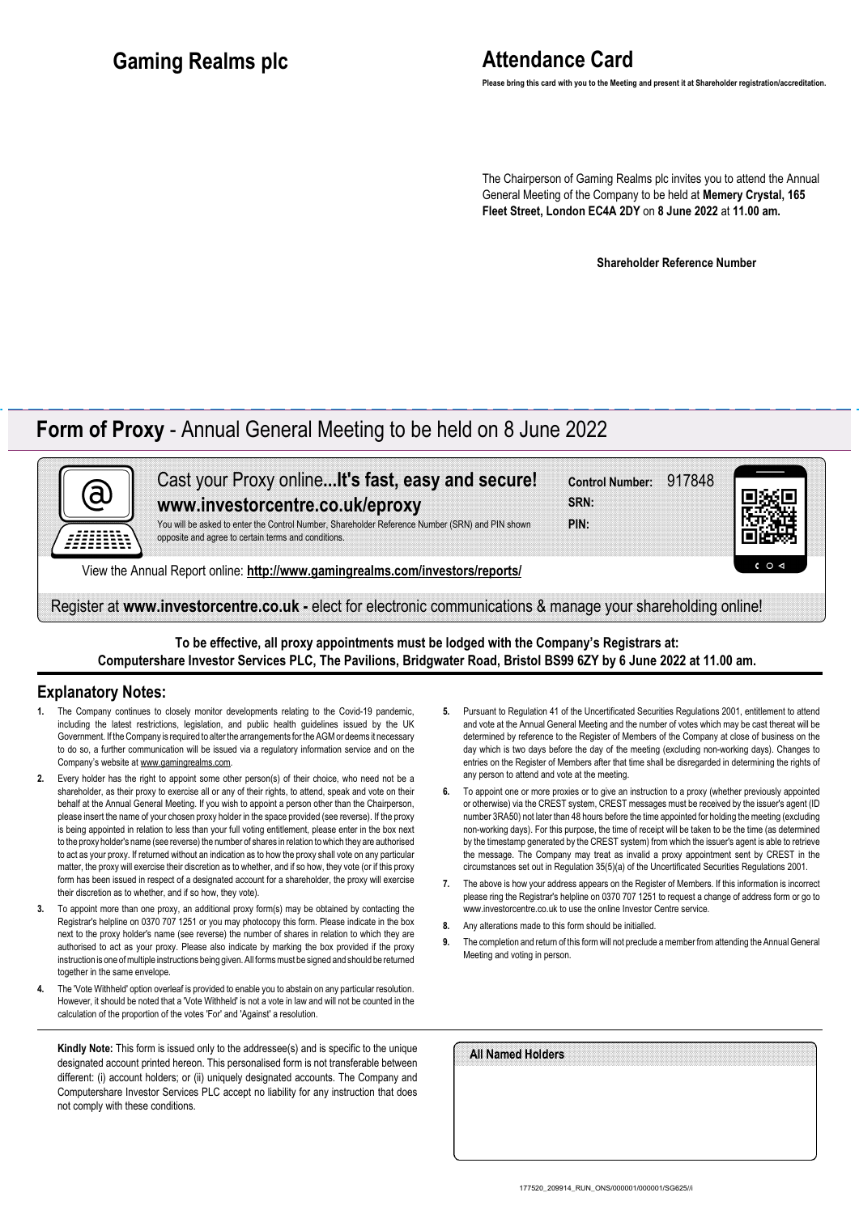# Gaming Realms plc

## Attendance Card

**Please bring this card with you to the Meeting and present it at Shareholder registration/accreditation.**

The Chairperson of Gaming Realms plc invites you to attend the Annual General Meeting of the Company to be held at **Memery Crystal, 165 Fleet Street, London EC4A 2DY** on **8 June 2022** at **11.00 am.**

**Shareholder Reference Number**

---

## **Form of Proxy** - Annual General Meeting to be held on 8 June 2022

Cast your Proxy online...**It's fast, easy and secure!**
**www.investorcentre.co.uk/eproxy**

You will be asked to enter the Control Number, Shareholder Reference Number (SRN) and PIN shown opposite and agree to certain terms and conditions.

**Control Number:** 917848
**SRN:**
**PIN:**

View the Annual Report online: **http://www.gamingrealms.com/investors/reports/**

Register at **www.investorcentre.co.uk -** elect for electronic communications & manage your shareholding online!

**To be effective, all proxy appointments must be lodged with the Company's Registrars at:**
**Computershare Investor Services PLC, The Pavilions, Bridgwater Road, Bristol BS99 6ZY by 6 June 2022 at 11.00 am.**

## Explanatory Notes:

1. The Company continues to closely monitor developments relating to the Covid-19 pandemic, including the latest restrictions, legislation, and public health guidelines issued by the UK Government. If the Company is required to alter the arrangements for the AGM or deems it necessary to do so, a further communication will be issued via a regulatory information service and on the Company's website at www.gamingrealms.com.
2. Every holder has the right to appoint some other person(s) of their choice, who need not be a shareholder, as their proxy to exercise all or any of their rights, to attend, speak and vote on their behalf at the Annual General Meeting. If you wish to appoint a person other than the Chairperson, please insert the name of your chosen proxy holder in the space provided (see reverse). If the proxy is being appointed in relation to less than your full voting entitlement, please enter in the box next to the proxy holder's name (see reverse) the number of shares in relation to which they are authorised to act as your proxy. If returned without an indication as to how the proxy shall vote on any particular matter, the proxy will exercise their discretion as to whether, and if so how, they vote (or if this proxy form has been issued in respect of a designated account for a shareholder, the proxy will exercise their discretion as to whether, and if so how, they vote).
3. To appoint more than one proxy, an additional proxy form(s) may be obtained by contacting the Registrar's helpline on 0370 707 1251 or you may photocopy this form. Please indicate in the box next to the proxy holder's name (see reverse) the number of shares in relation to which they are authorised to act as your proxy. Please also indicate by marking the box provided if the proxy instruction is one of multiple instructions being given. All forms must be signed and should be returned together in the same envelope.
4. The 'Vote Withheld' option overleaf is provided to enable you to abstain on any particular resolution. However, it should be noted that a 'Vote Withheld' is not a vote in law and will not be counted in the calculation of the proportion of the votes 'For' and 'Against' a resolution.
5. Pursuant to Regulation 41 of the Uncertificated Securities Regulations 2001, entitlement to attend and vote at the Annual General Meeting and the number of votes which may be cast thereat will be determined by reference to the Register of Members of the Company at close of business on the day which is two days before the day of the meeting (excluding non-working days). Changes to entries on the Register of Members after that time shall be disregarded in determining the rights of any person to attend and vote at the meeting.
6. To appoint one or more proxies or to give an instruction to a proxy (whether previously appointed or otherwise) via the CREST system, CREST messages must be received by the issuer's agent (ID number 3RA50) not later than 48 hours before the time appointed for holding the meeting (excluding non-working days). For this purpose, the time of receipt will be taken to be the time (as determined by the timestamp generated by the CREST system) from which the issuer's agent is able to retrieve the message. The Company may treat as invalid a proxy appointment sent by CREST in the circumstances set out in Regulation 35(5)(a) of the Uncertificated Securities Regulations 2001.
7. The above is how your address appears on the Register of Members. If this information is incorrect please ring the Registrar's helpline on 0370 707 1251 to request a change of address form or go to www.investorcentre.co.uk to use the online Investor Centre service.
8. Any alterations made to this form should be initialled.
9. The completion and return of this form will not preclude a member from attending the Annual General Meeting and voting in person.

**Kindly Note:** This form is issued only to the addressee(s) and is specific to the unique designated account printed hereon. This personalised form is not transferable between different: (i) account holders; or (ii) uniquely designated accounts. The Company and Computershare Investor Services PLC accept no liability for any instruction that does not comply with these conditions.

**All Named Holders**

177520_209914_RUN_ONS/000001/000001/SG625//i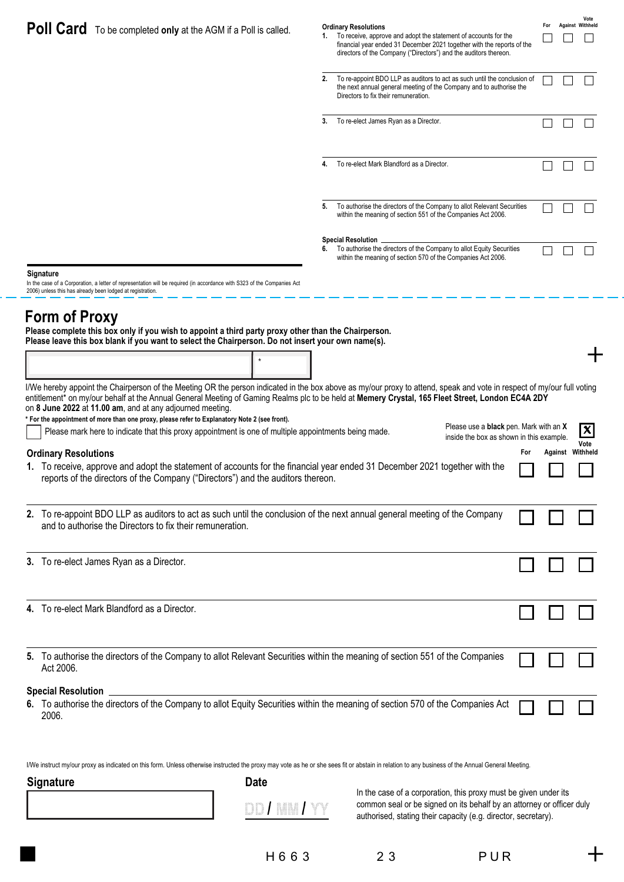## Poll Card

To be completed **only** at the AGM if a Poll is called.

| Ordinary Resolutions | For | Against | Vote Withheld |
|---|---|---|---|
| 1. To receive, approve and adopt the statement of accounts for the financial year ended 31 December 2021 together with the reports of the directors of the Company ("Directors") and the auditors thereon. | ☐ | ☐ | ☐ |
| 2. To re-appoint BDO LLP as auditors to act as such until the conclusion of the next annual general meeting of the Company and to authorise the Directors to fix their remuneration. | ☐ | ☐ | ☐ |
| 3. To re-elect James Ryan as a Director. | ☐ | ☐ | ☐ |
| 4. To re-elect Mark Blandford as a Director. | ☐ | ☐ | ☐ |
| 5. To authorise the directors of the Company to allot Relevant Securities within the meaning of section 551 of the Companies Act 2006. | ☐ | ☐ | ☐ |
| **Special Resolution** | | | |
| 6. To authorise the directors of the Company to allot Equity Securities within the meaning of section 570 of the Companies Act 2006. | ☐ | ☐ | ☐ |

**Signature**

In the case of a Corporation, a letter of representation will be required (in accordance with S323 of the Companies Act 2006) unless this has already been lodged at registration.

## Form of Proxy

**Please complete this box only if you wish to appoint a third party proxy other than the Chairperson. Please leave this box blank if you want to select the Chairperson. Do not insert your own name(s).**

| | * |
|---|---|

I/We hereby appoint the Chairperson of the Meeting OR the person indicated in the box above as my/our proxy to attend, speak and vote in respect of my/our full voting entitlement* on my/our behalf at the Annual General Meeting of Gaming Realms plc to be held at **Memery Crystal, 165 Fleet Street, London EC4A 2DY** on **8 June 2022** at **11.00 am**, and at any adjourned meeting.

**\* For the appointment of more than one proxy, please refer to Explanatory Note 2 (see front).**

☐ Please mark here to indicate that this proxy appointment is one of multiple appointments being made.

Please use a **black** pen. Mark with an **X** inside the box as shown in this example. ☒

| Ordinary Resolutions | For | Against | Vote Withheld |
|---|---|---|---|
| 1. To receive, approve and adopt the statement of accounts for the financial year ended 31 December 2021 together with the reports of the directors of the Company ("Directors") and the auditors thereon. | ☐ | ☐ | ☐ |
| 2. To re-appoint BDO LLP as auditors to act as such until the conclusion of the next annual general meeting of the Company and to authorise the Directors to fix their remuneration. | ☐ | ☐ | ☐ |
| 3. To re-elect James Ryan as a Director. | ☐ | ☐ | ☐ |
| 4. To re-elect Mark Blandford as a Director. | ☐ | ☐ | ☐ |
| 5. To authorise the directors of the Company to allot Relevant Securities within the meaning of section 551 of the Companies Act 2006. | ☐ | ☐ | ☐ |
| **Special Resolution** | | | |
| 6. To authorise the directors of the Company to allot Equity Securities within the meaning of section 570 of the Companies Act 2006. | ☐ | ☐ | ☐ |

I/We instruct my/our proxy as indicated on this form. Unless otherwise instructed the proxy may vote as he or she sees fit or abstain in relation to any business of the Annual General Meeting.

**Signature**

**Date**

DD / MM / YY

In the case of a corporation, this proxy must be given under its common seal or be signed on its behalf by an attorney or officer duly authorised, stating their capacity (e.g. director, secretary).

H 6 6 3 2 3 P U R